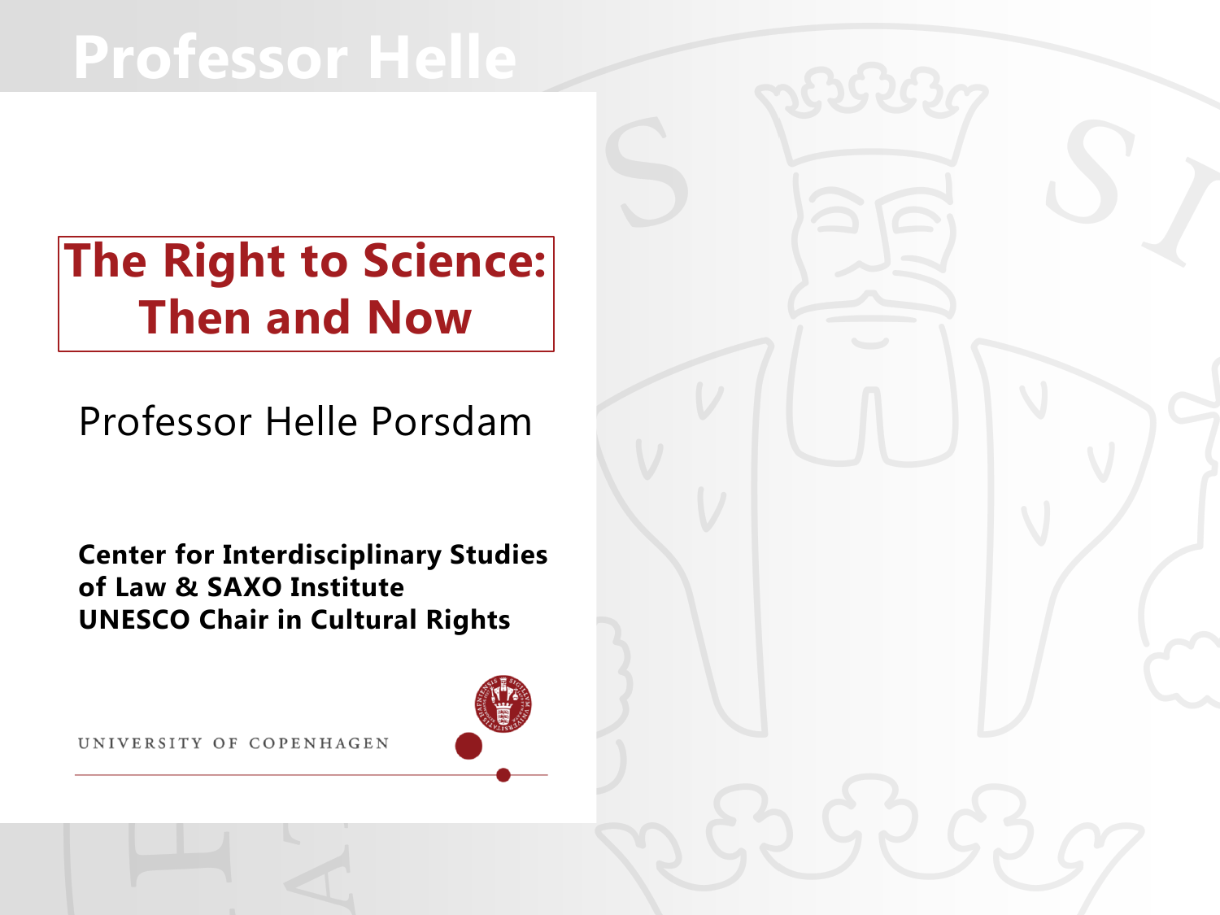# Professor Helle

## The Right to Science: Then and Now

Professor Helle Porsdam

**Center for Interdisciplinary Studies of Law & SAXO Institute**
**UNESCO Chair in Cultural Rights**

UNIVERSITY OF COPENHAGEN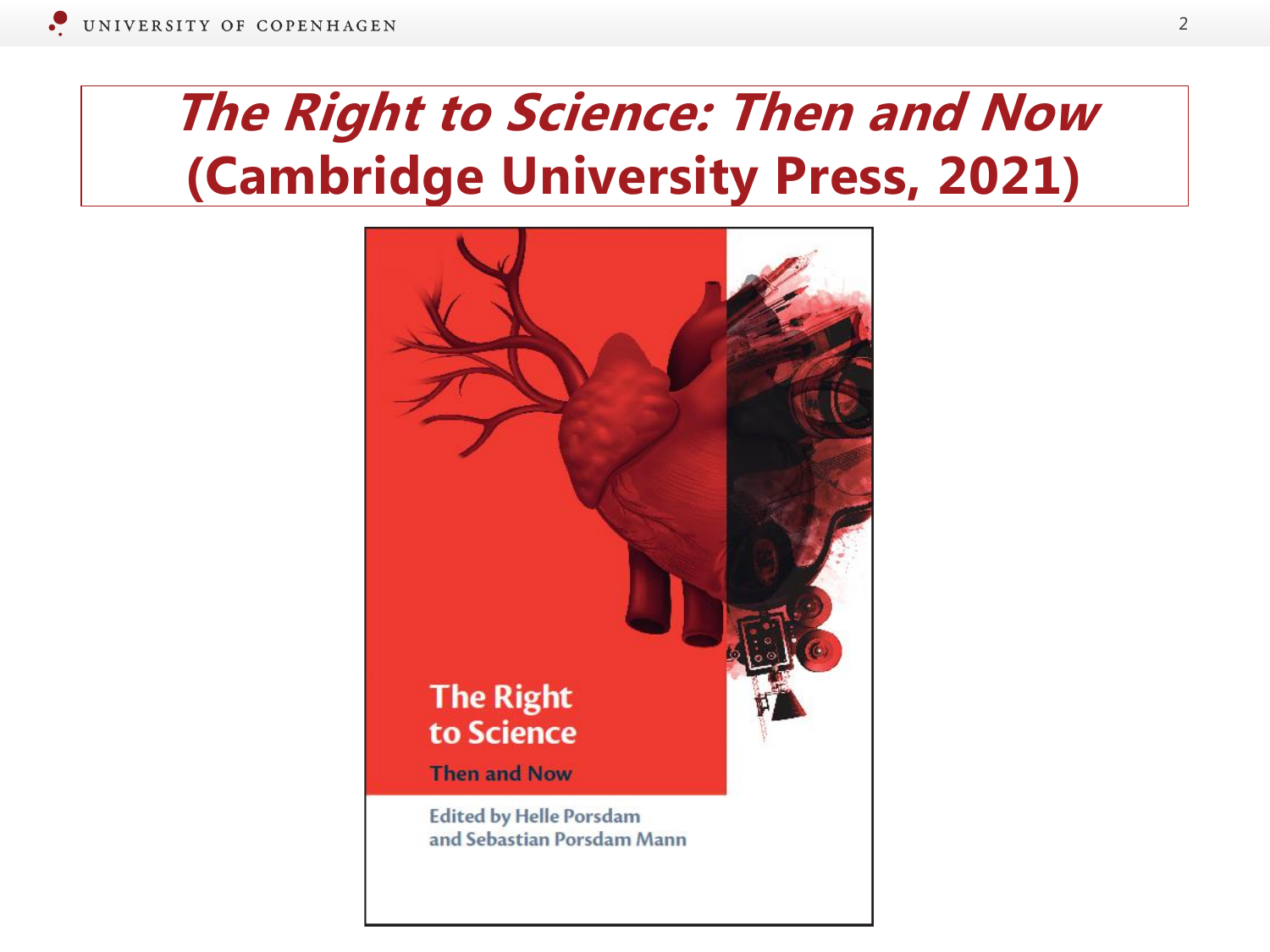# *The Right to Science: Then and Now* (Cambridge University Press, 2021)

The Right to Science

Then and Now

Edited by Helle Porsdam and Sebastian Porsdam Mann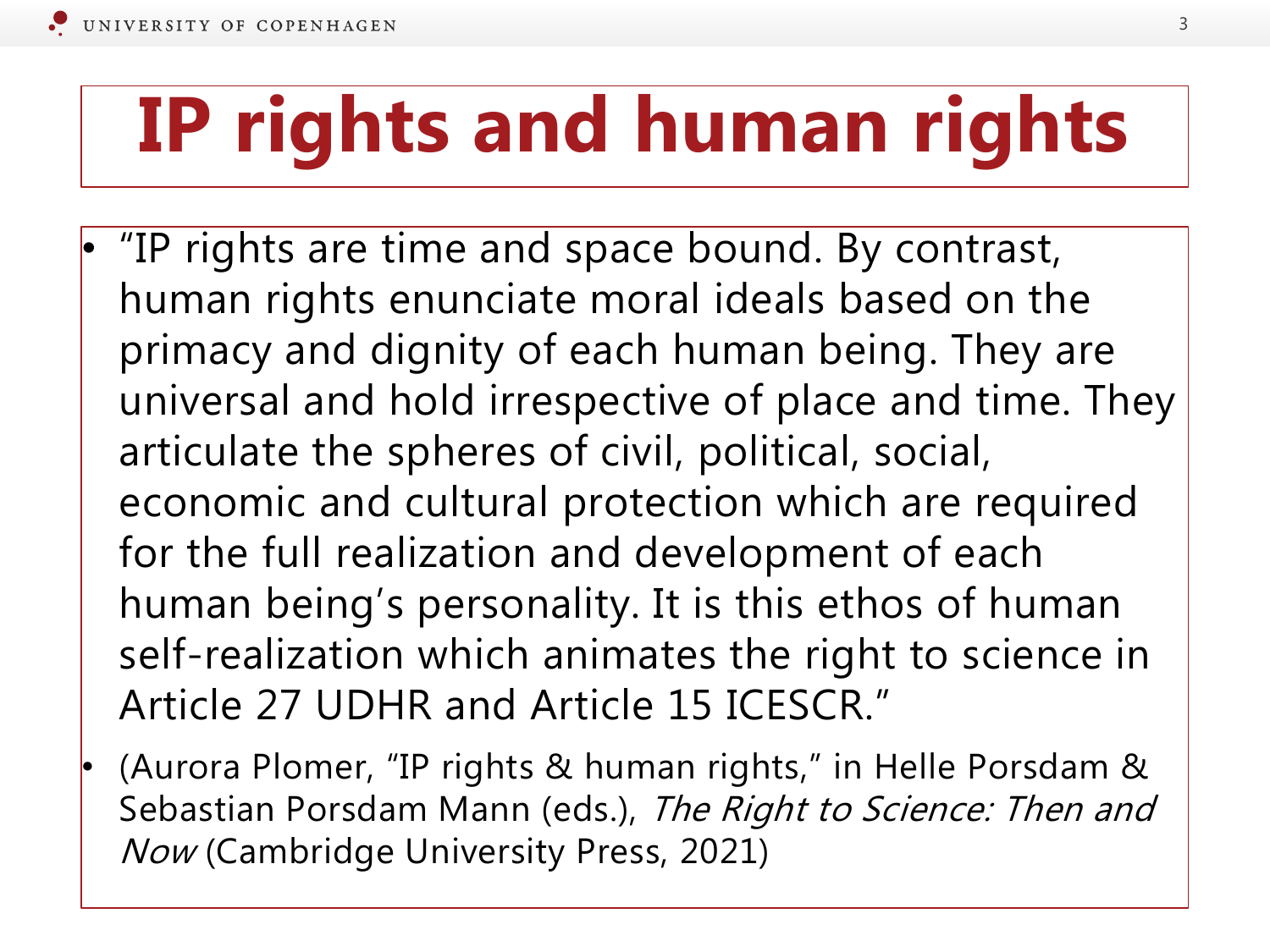# IP rights and human rights

- "IP rights are time and space bound. By contrast, human rights enunciate moral ideals based on the primacy and dignity of each human being. They are universal and hold irrespective of place and time. They articulate the spheres of civil, political, social, economic and cultural protection which are required for the full realization and development of each human being's personality. It is this ethos of human self-realization which animates the right to science in Article 27 UDHR and Article 15 ICESCR."
- (Aurora Plomer, "IP rights & human rights," in Helle Porsdam & Sebastian Porsdam Mann (eds.), *The Right to Science: Then and Now* (Cambridge University Press, 2021)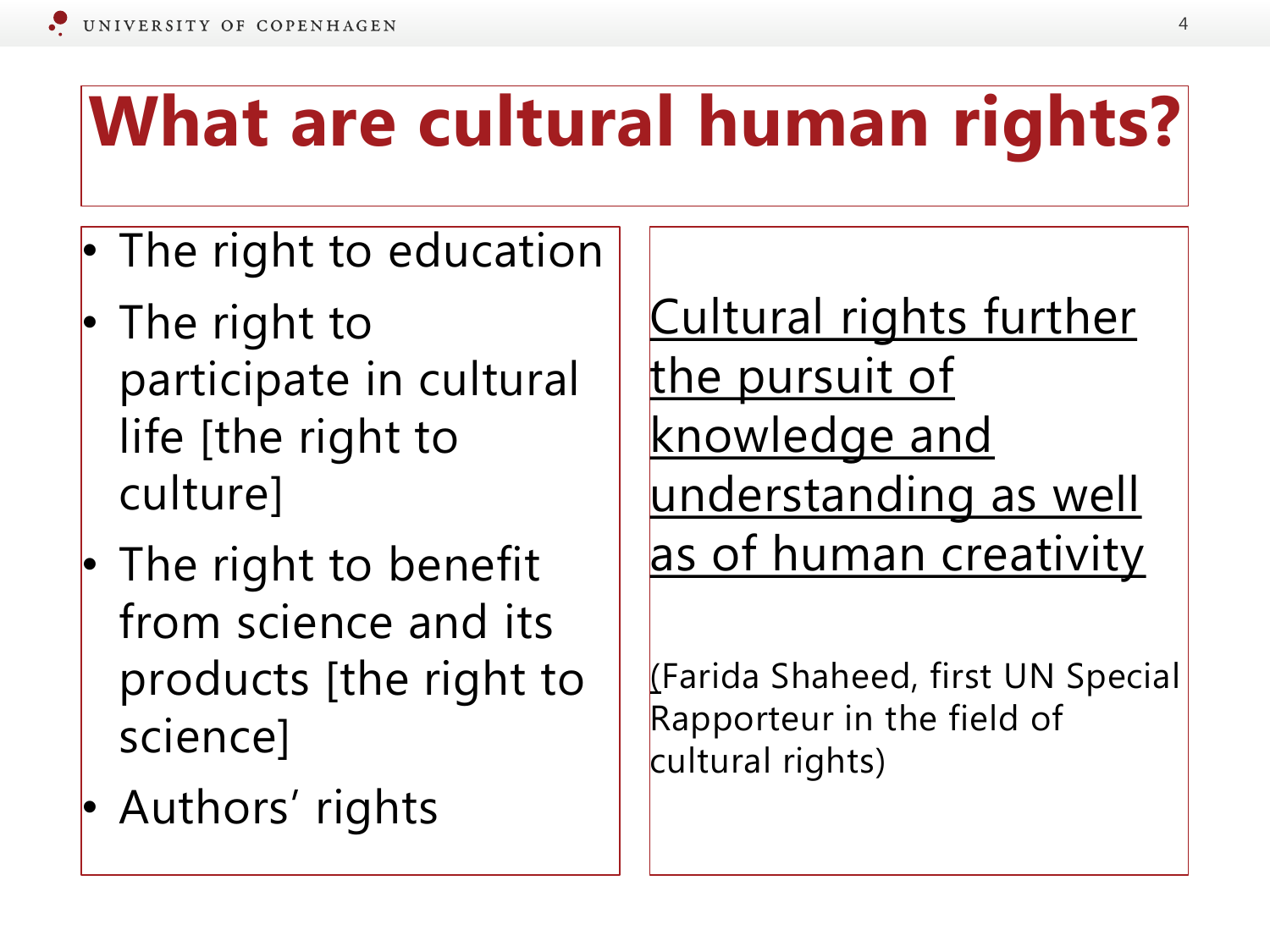# What are cultural human rights?

- The right to education
- The right to participate in cultural life [the right to culture]
- The right to benefit from science and its products [the right to science]
- Authors' rights

<u>Cultural rights further the pursuit of knowledge and understanding as well as of human creativity</u>

(Farida Shaheed, first UN Special Rapporteur in the field of cultural rights)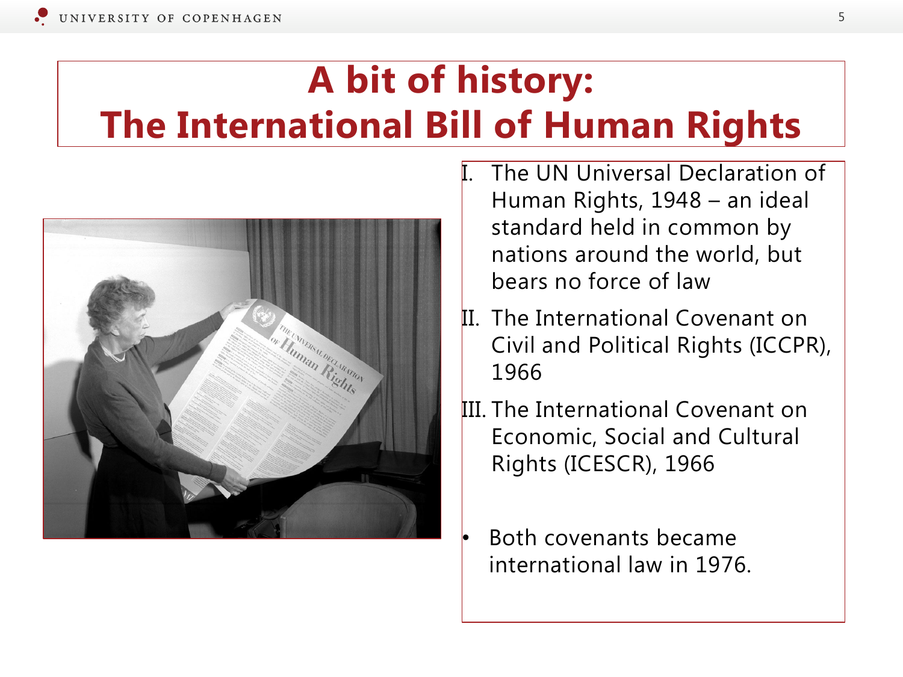# A bit of history: The International Bill of Human Rights

I. The UN Universal Declaration of Human Rights, 1948 – an ideal standard held in common by nations around the world, but bears no force of law

II. The International Covenant on Civil and Political Rights (ICCPR), 1966

III. The International Covenant on Economic, Social and Cultural Rights (ICESCR), 1966

- Both covenants became international law in 1976.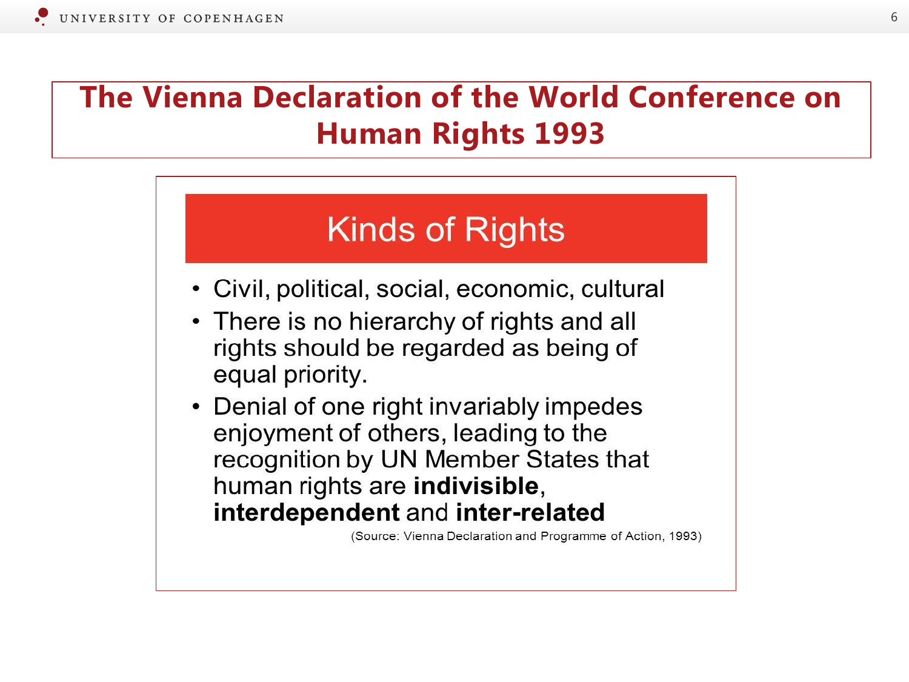# The Vienna Declaration of the World Conference on Human Rights 1993

## Kinds of Rights

- Civil, political, social, economic, cultural
- There is no hierarchy of rights and all rights should be regarded as being of equal priority.
- Denial of one right invariably impedes enjoyment of others, leading to the recognition by UN Member States that human rights are **indivisible**, **interdependent** and **inter-related**

(Source: Vienna Declaration and Programme of Action, 1993)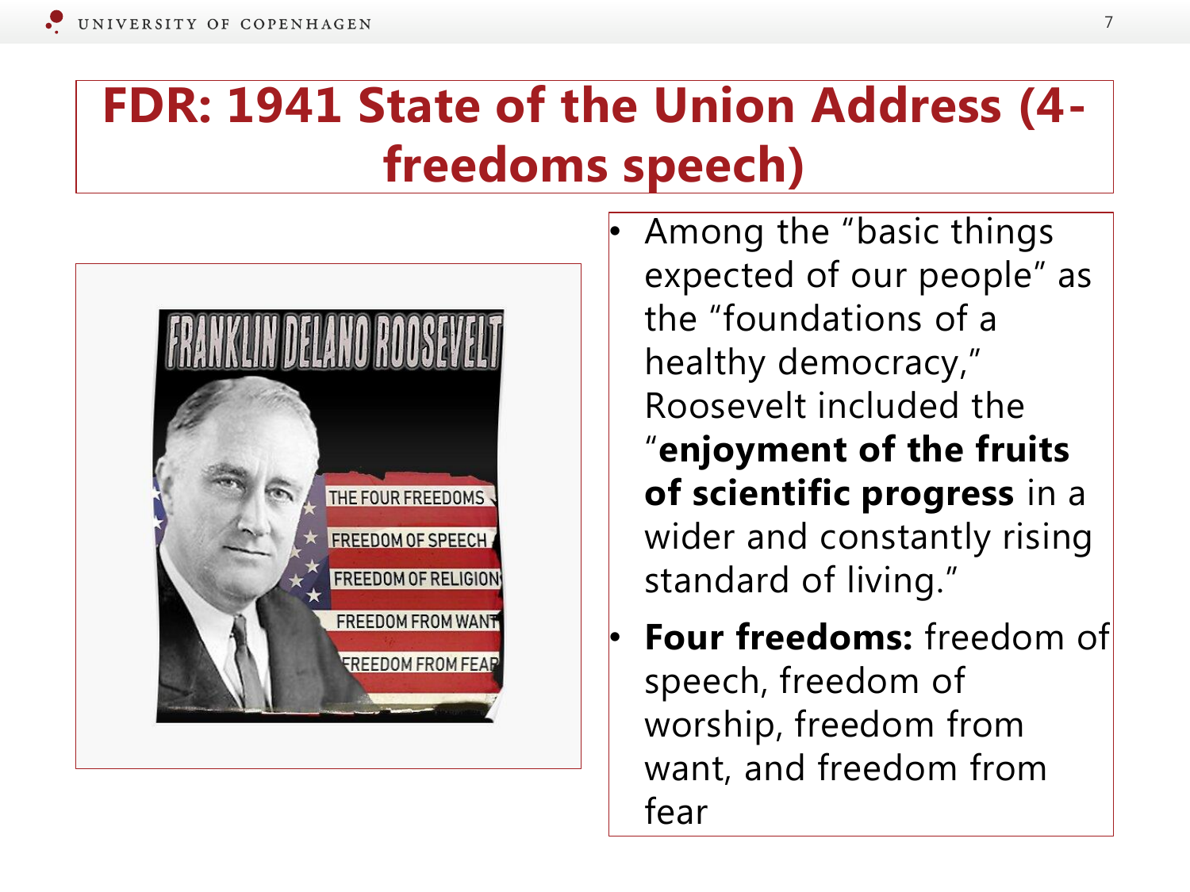# FDR: 1941 State of the Union Address (4-freedoms speech)

- Among the "basic things expected of our people" as the "foundations of a healthy democracy," Roosevelt included the "**enjoyment of the fruits of scientific progress** in a wider and constantly rising standard of living."
- **Four freedoms:** freedom of speech, freedom of worship, freedom from want, and freedom from fear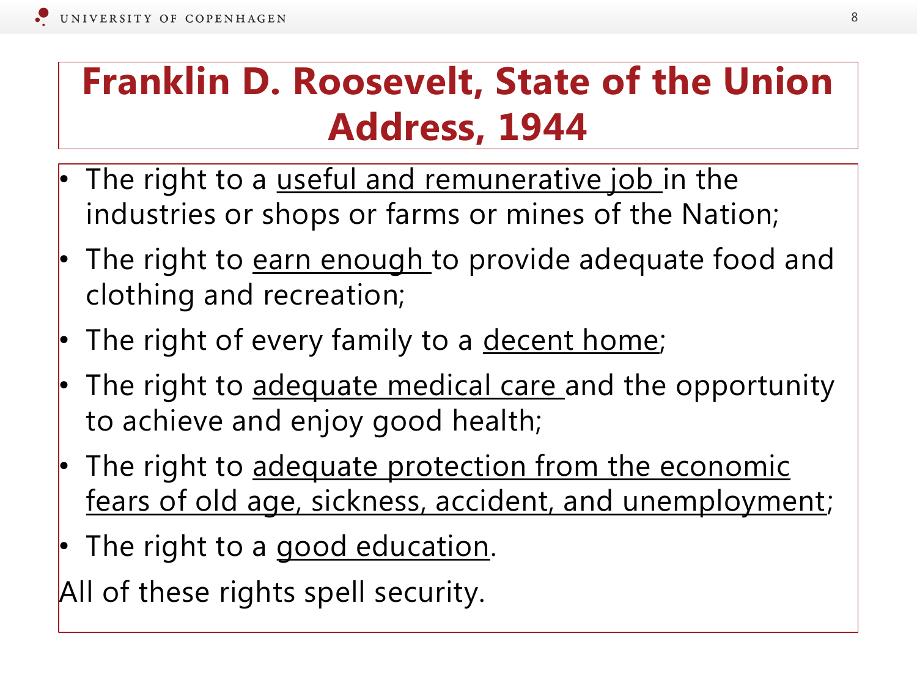# Franklin D. Roosevelt, State of the Union Address, 1944

- The right to a useful and remunerative job in the industries or shops or farms or mines of the Nation;
- The right to earn enough to provide adequate food and clothing and recreation;
- The right of every family to a decent home;
- The right to adequate medical care and the opportunity to achieve and enjoy good health;
- The right to adequate protection from the economic fears of old age, sickness, accident, and unemployment;
- The right to a good education.

All of these rights spell security.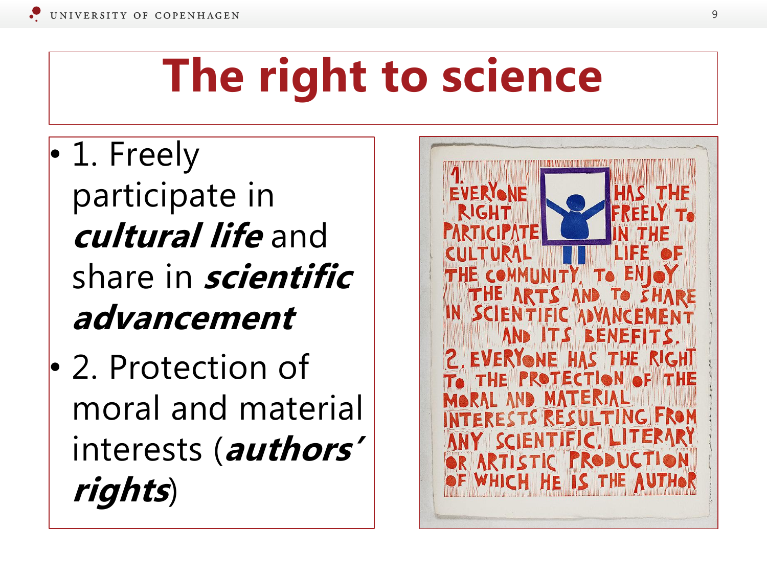# The right to science

- 1. Freely participate in ***cultural life*** and share in ***scientific advancement***
- 2. Protection of moral and material interests (***authors' rights***)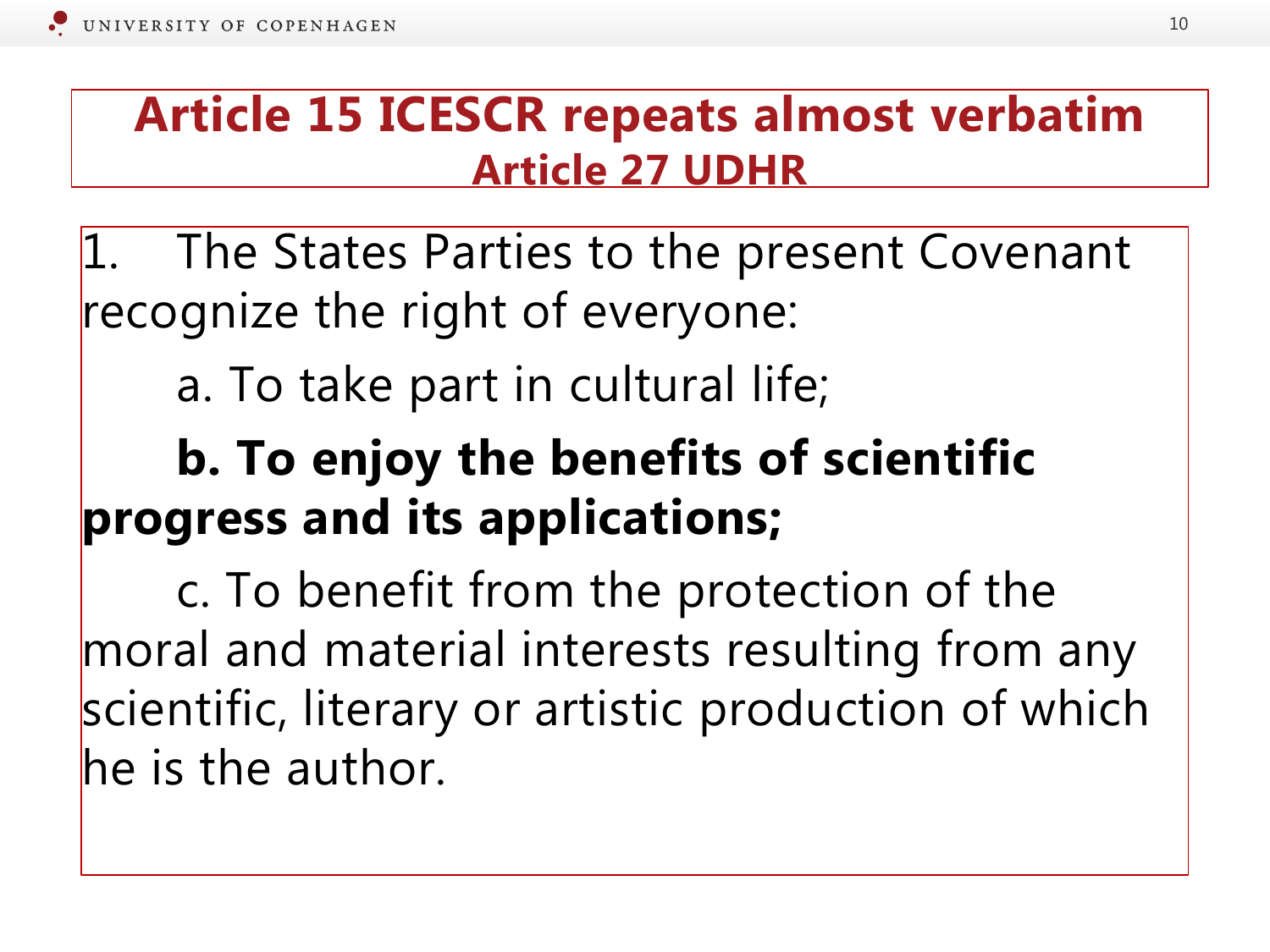# Article 15 ICESCR repeats almost verbatim Article 27 UDHR

1. The States Parties to the present Covenant recognize the right of everyone:

   a. To take part in cultural life;

   **b. To enjoy the benefits of scientific progress and its applications;**

   c. To benefit from the protection of the moral and material interests resulting from any scientific, literary or artistic production of which he is the author.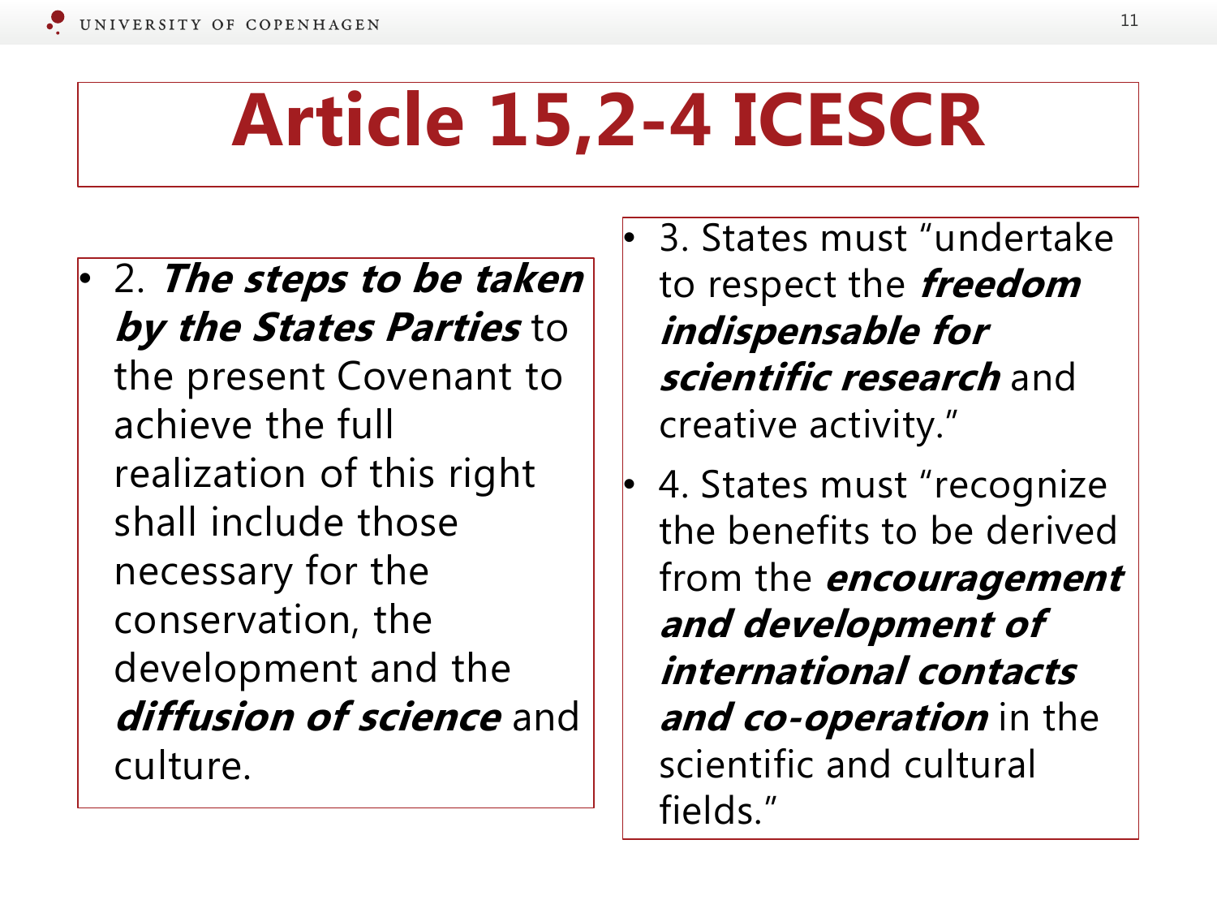# Article 15,2-4 ICESCR

- 2. ***The steps to be taken by the States Parties*** to the present Covenant to achieve the full realization of this right shall include those necessary for the conservation, the development and the ***diffusion of science*** and culture.

- 3. States must "undertake to respect the ***freedom indispensable for scientific research*** and creative activity."
- 4. States must "recognize the benefits to be derived from the ***encouragement and development of international contacts and co-operation*** in the scientific and cultural fields."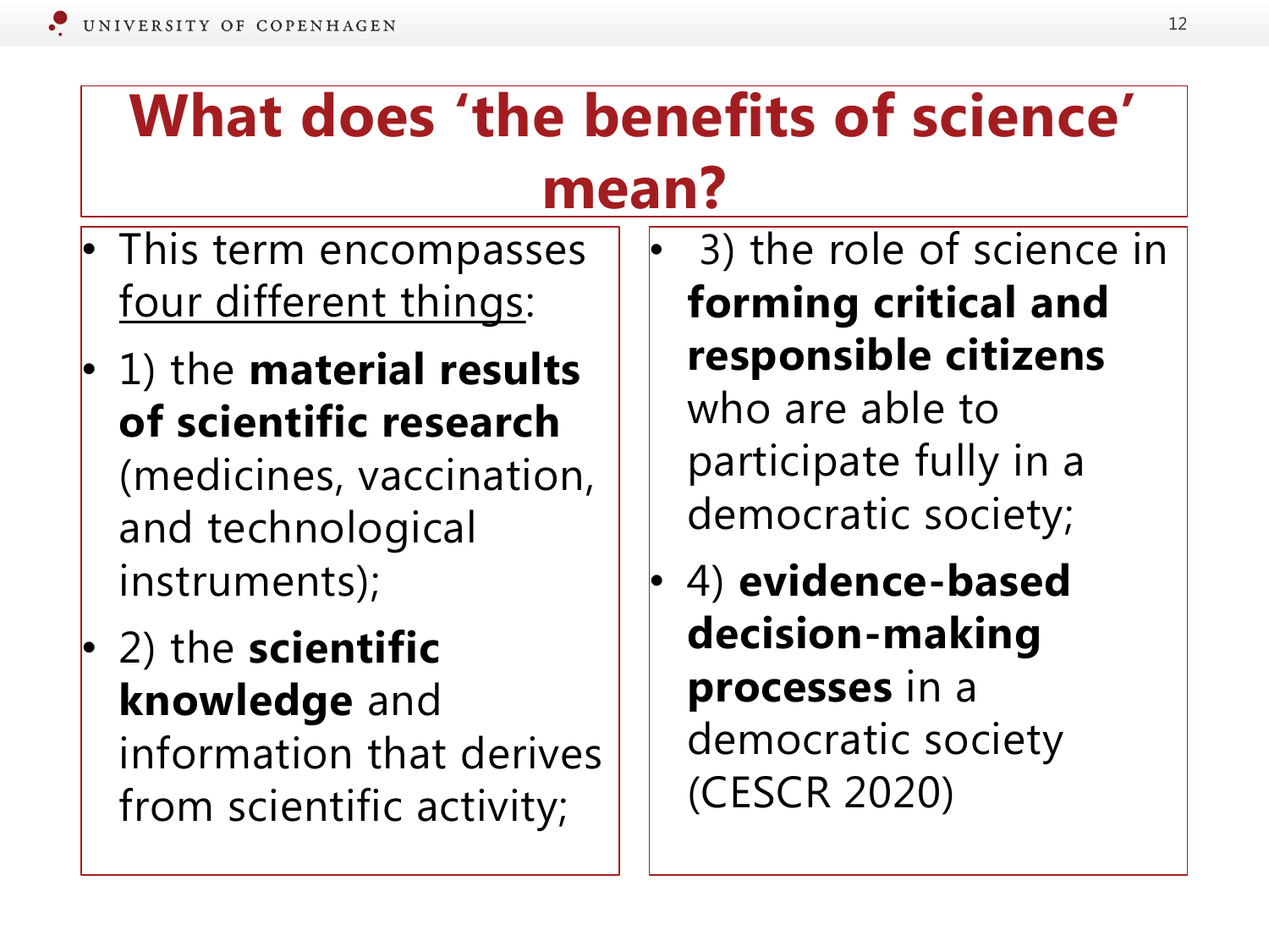# What does ‘the benefits of science’ mean?

- This term encompasses <u>four different things</u>:
- 1) the **material results of scientific research** (medicines, vaccination, and technological instruments);
- 2) the **scientific knowledge** and information that derives from scientific activity;
- 3) the role of science in **forming critical and responsible citizens** who are able to participate fully in a democratic society;
- 4) **evidence-based decision-making processes** in a democratic society (CESCR 2020)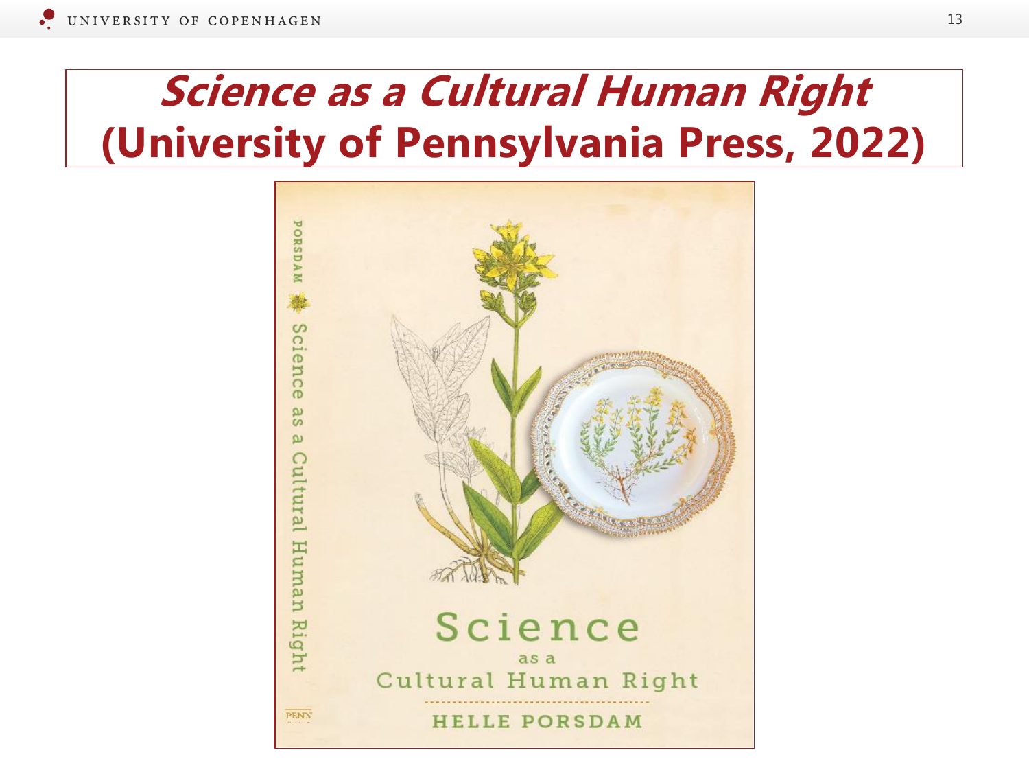# *Science as a Cultural Human Right* (University of Pennsylvania Press, 2022)

PORSDAM Science as a Cultural Human Right

PENN

Science as a Cultural Human Right

HELLE PORSDAM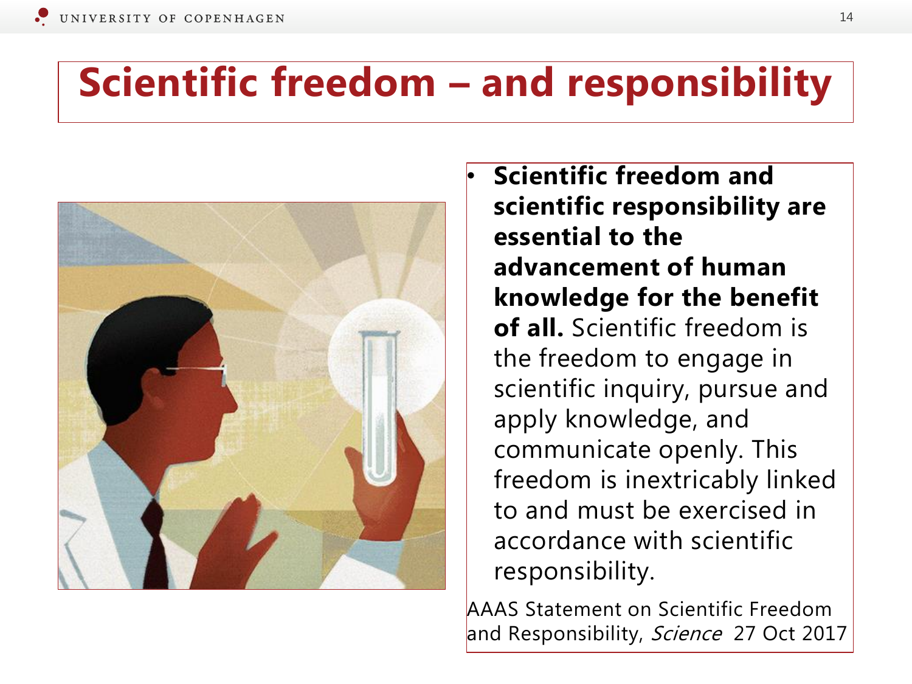# Scientific freedom – and responsibility

- **Scientific freedom and scientific responsibility are essential to the advancement of human knowledge for the benefit of all.** Scientific freedom is the freedom to engage in scientific inquiry, pursue and apply knowledge, and communicate openly. This freedom is inextricably linked to and must be exercised in accordance with scientific responsibility.

AAAS Statement on Scientific Freedom and Responsibility, *Science* 27 Oct 2017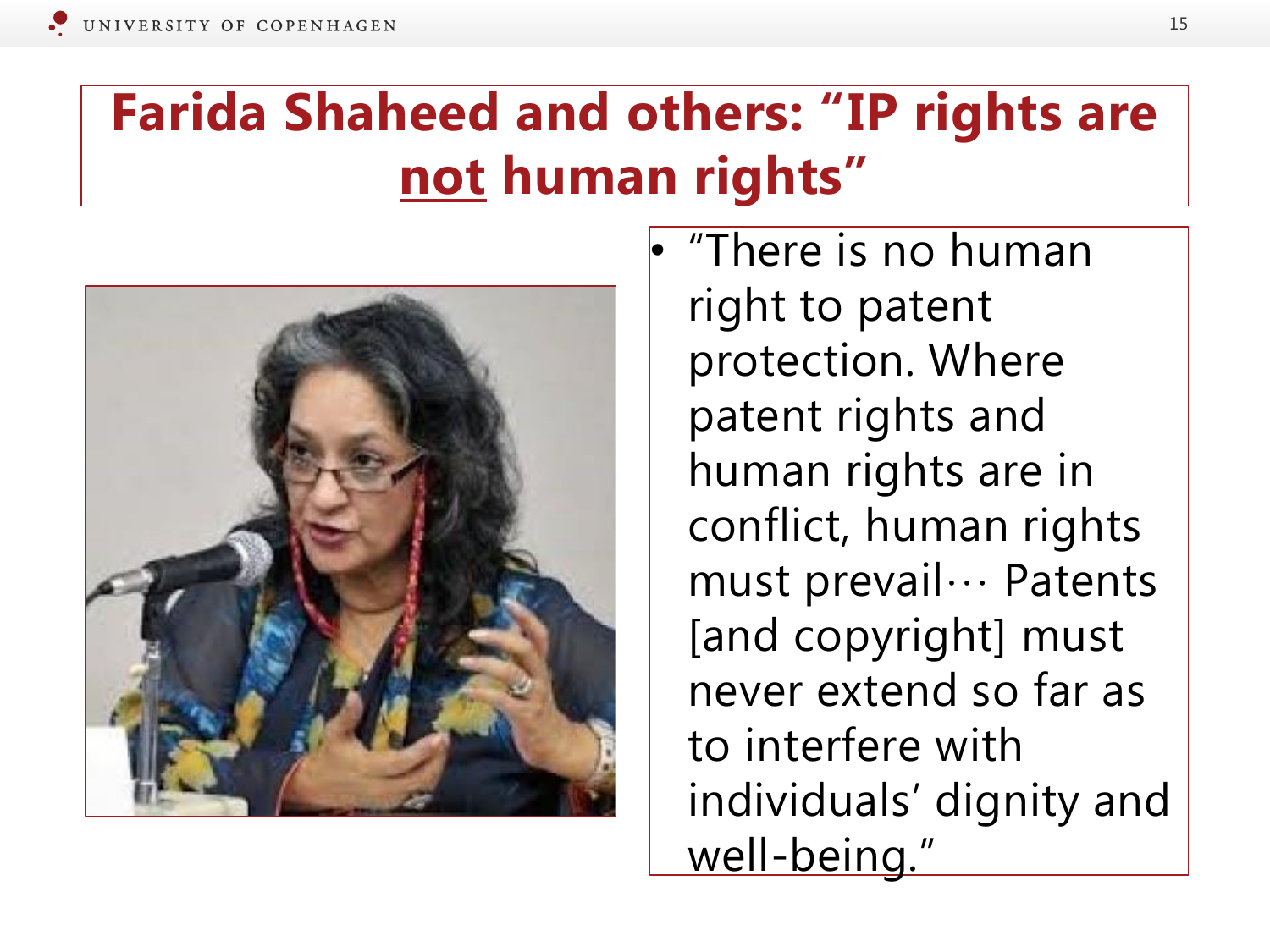# Farida Shaheed and others: "IP rights are <u>not</u> human rights"

- "There is no human right to patent protection. Where patent rights and human rights are in conflict, human rights must prevail… Patents [and copyright] must never extend so far as to interfere with individuals' dignity and well-being."